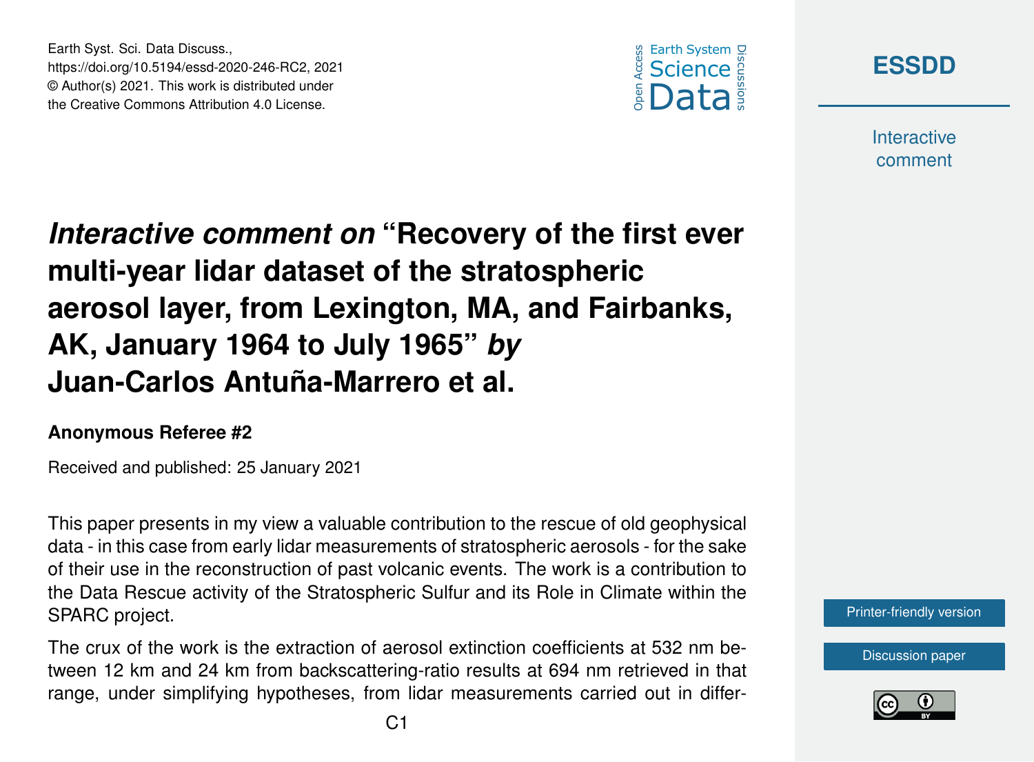Earth Syst. Sci. Data Discuss.,
https://doi.org/10.5194/essd-2020-246-RC2, 2021
© Author(s) 2021. This work is distributed under
the Creative Commons Attribution 4.0 License.

# *Interactive comment on* "Recovery of the first ever multi-year lidar dataset of the stratospheric aerosol layer, from Lexington, MA, and Fairbanks, AK, January 1964 to July 1965" *by* Juan-Carlos Antuña-Marrero et al.

**Anonymous Referee #2**

Received and published: 25 January 2021

This paper presents in my view a valuable contribution to the rescue of old geophysical data - in this case from early lidar measurements of stratospheric aerosols - for the sake of their use in the reconstruction of past volcanic events. The work is a contribution to the Data Rescue activity of the Stratospheric Sulfur and its Role in Climate within the SPARC project.

The crux of the work is the extraction of aerosol extinction coefficients at 532 nm between 12 km and 24 km from backscattering-ratio results at 694 nm retrieved in that range, under simplifying hypotheses, from lidar measurements carried out in differ-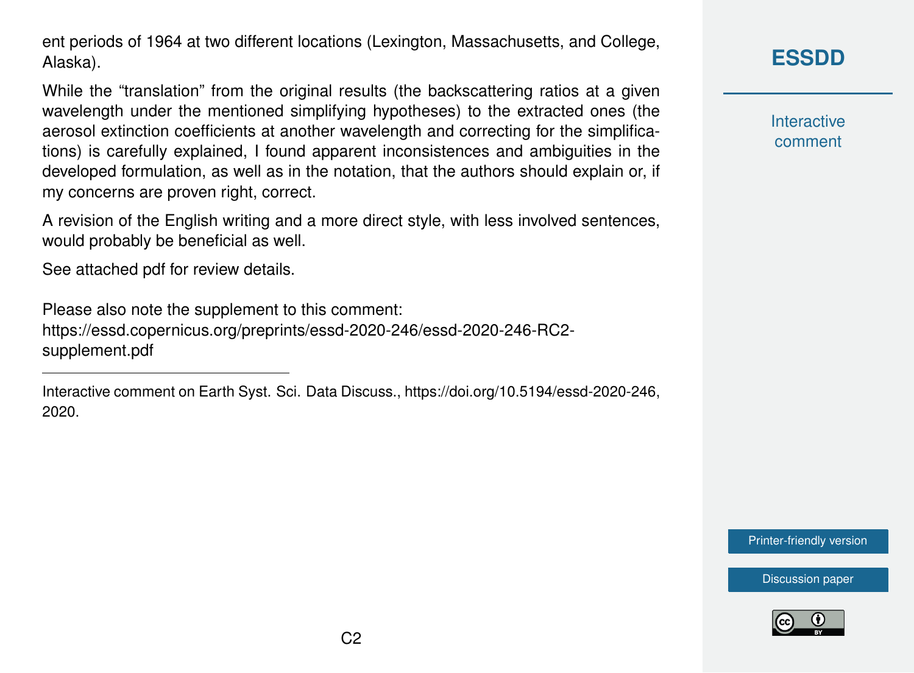ent periods of 1964 at two different locations (Lexington, Massachusetts, and College, Alaska).

While the "translation" from the original results (the backscattering ratios at a given wavelength under the mentioned simplifying hypotheses) to the extracted ones (the aerosol extinction coefficients at another wavelength and correcting for the simplifications) is carefully explained, I found apparent inconsistences and ambiguities in the developed formulation, as well as in the notation, that the authors should explain or, if my concerns are proven right, correct.

A revision of the English writing and a more direct style, with less involved sentences, would probably be beneficial as well.

See attached pdf for review details.

Please also note the supplement to this comment:
https://essd.copernicus.org/preprints/essd-2020-246/essd-2020-246-RC2-supplement.pdf

---

Interactive comment on Earth Syst. Sci. Data Discuss., https://doi.org/10.5194/essd-2020-246, 2020.